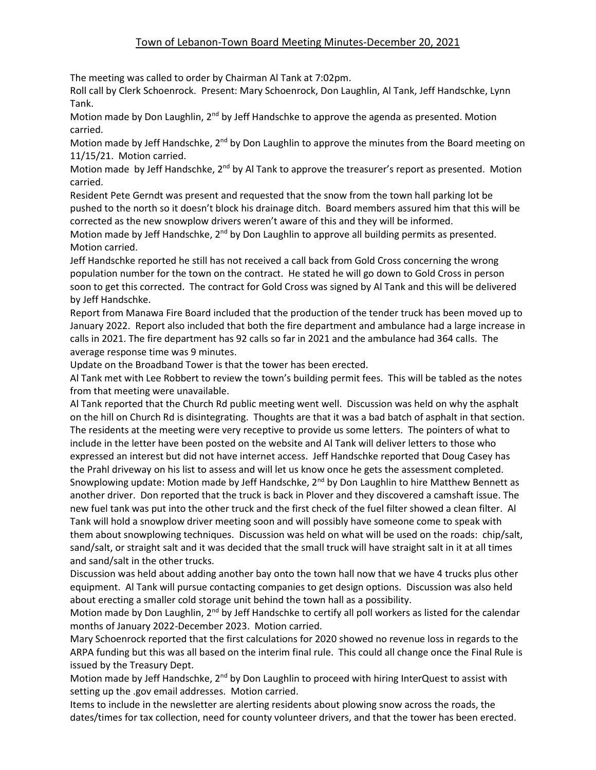# Town of Lebanon-Town Board Meeting Minutes-December 20, 2021

The meeting was called to order by Chairman Al Tank at 7:02pm.

Roll call by Clerk Schoenrock. Present: Mary Schoenrock, Don Laughlin, Al Tank, Jeff Handschke, Lynn Tank.

Motion made by Don Laughlin, 2nd by Jeff Handschke to approve the agenda as presented. Motion carried.

Motion made by Jeff Handschke, 2nd by Don Laughlin to approve the minutes from the Board meeting on 11/15/21. Motion carried.

Motion made by Jeff Handschke, 2nd by Al Tank to approve the treasurer's report as presented. Motion carried.

Resident Pete Gerndt was present and requested that the snow from the town hall parking lot be pushed to the north so it doesn't block his drainage ditch. Board members assured him that this will be corrected as the new snowplow drivers weren't aware of this and they will be informed.

Motion made by Jeff Handschke, 2nd by Don Laughlin to approve all building permits as presented. Motion carried.

Jeff Handschke reported he still has not received a call back from Gold Cross concerning the wrong population number for the town on the contract. He stated he will go down to Gold Cross in person soon to get this corrected. The contract for Gold Cross was signed by Al Tank and this will be delivered by Jeff Handschke.

Report from Manawa Fire Board included that the production of the tender truck has been moved up to January 2022. Report also included that both the fire department and ambulance had a large increase in calls in 2021. The fire department has 92 calls so far in 2021 and the ambulance had 364 calls. The average response time was 9 minutes.

Update on the Broadband Tower is that the tower has been erected.

Al Tank met with Lee Robbert to review the town's building permit fees. This will be tabled as the notes from that meeting were unavailable.

Al Tank reported that the Church Rd public meeting went well. Discussion was held on why the asphalt on the hill on Church Rd is disintegrating. Thoughts are that it was a bad batch of asphalt in that section. The residents at the meeting were very receptive to provide us some letters. The pointers of what to include in the letter have been posted on the website and Al Tank will deliver letters to those who expressed an interest but did not have internet access. Jeff Handschke reported that Doug Casey has the Prahl driveway on his list to assess and will let us know once he gets the assessment completed.

Snowplowing update: Motion made by Jeff Handschke, 2nd by Don Laughlin to hire Matthew Bennett as another driver. Don reported that the truck is back in Plover and they discovered a camshaft issue. The new fuel tank was put into the other truck and the first check of the fuel filter showed a clean filter. Al Tank will hold a snowplow driver meeting soon and will possibly have someone come to speak with them about snowplowing techniques. Discussion was held on what will be used on the roads: chip/salt, sand/salt, or straight salt and it was decided that the small truck will have straight salt in it at all times and sand/salt in the other trucks.

Discussion was held about adding another bay onto the town hall now that we have 4 trucks plus other equipment. Al Tank will pursue contacting companies to get design options. Discussion was also held about erecting a smaller cold storage unit behind the town hall as a possibility.

Motion made by Don Laughlin, 2nd by Jeff Handschke to certify all poll workers as listed for the calendar months of January 2022-December 2023. Motion carried.

Mary Schoenrock reported that the first calculations for 2020 showed no revenue loss in regards to the ARPA funding but this was all based on the interim final rule. This could all change once the Final Rule is issued by the Treasury Dept.

Motion made by Jeff Handschke, 2nd by Don Laughlin to proceed with hiring InterQuest to assist with setting up the .gov email addresses. Motion carried.

Items to include in the newsletter are alerting residents about plowing snow across the roads, the dates/times for tax collection, need for county volunteer drivers, and that the tower has been erected.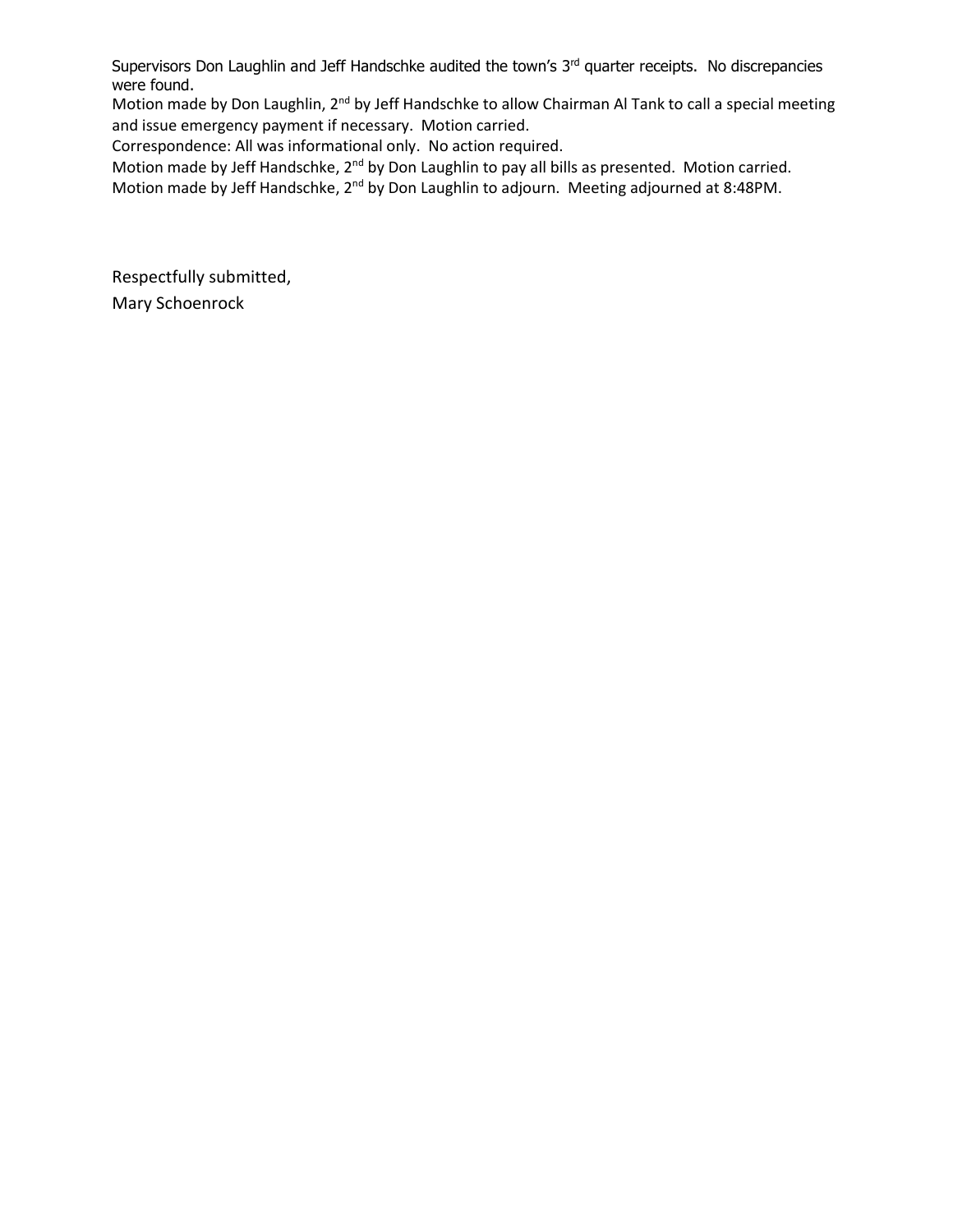Supervisors Don Laughlin and Jeff Handschke audited the town's 3rd quarter receipts. No discrepancies were found.

Motion made by Don Laughlin, 2nd by Jeff Handschke to allow Chairman Al Tank to call a special meeting and issue emergency payment if necessary. Motion carried.

Correspondence: All was informational only. No action required.

Motion made by Jeff Handschke, 2nd by Don Laughlin to pay all bills as presented. Motion carried.

Motion made by Jeff Handschke, 2nd by Don Laughlin to adjourn. Meeting adjourned at 8:48PM.

Respectfully submitted,

Mary Schoenrock